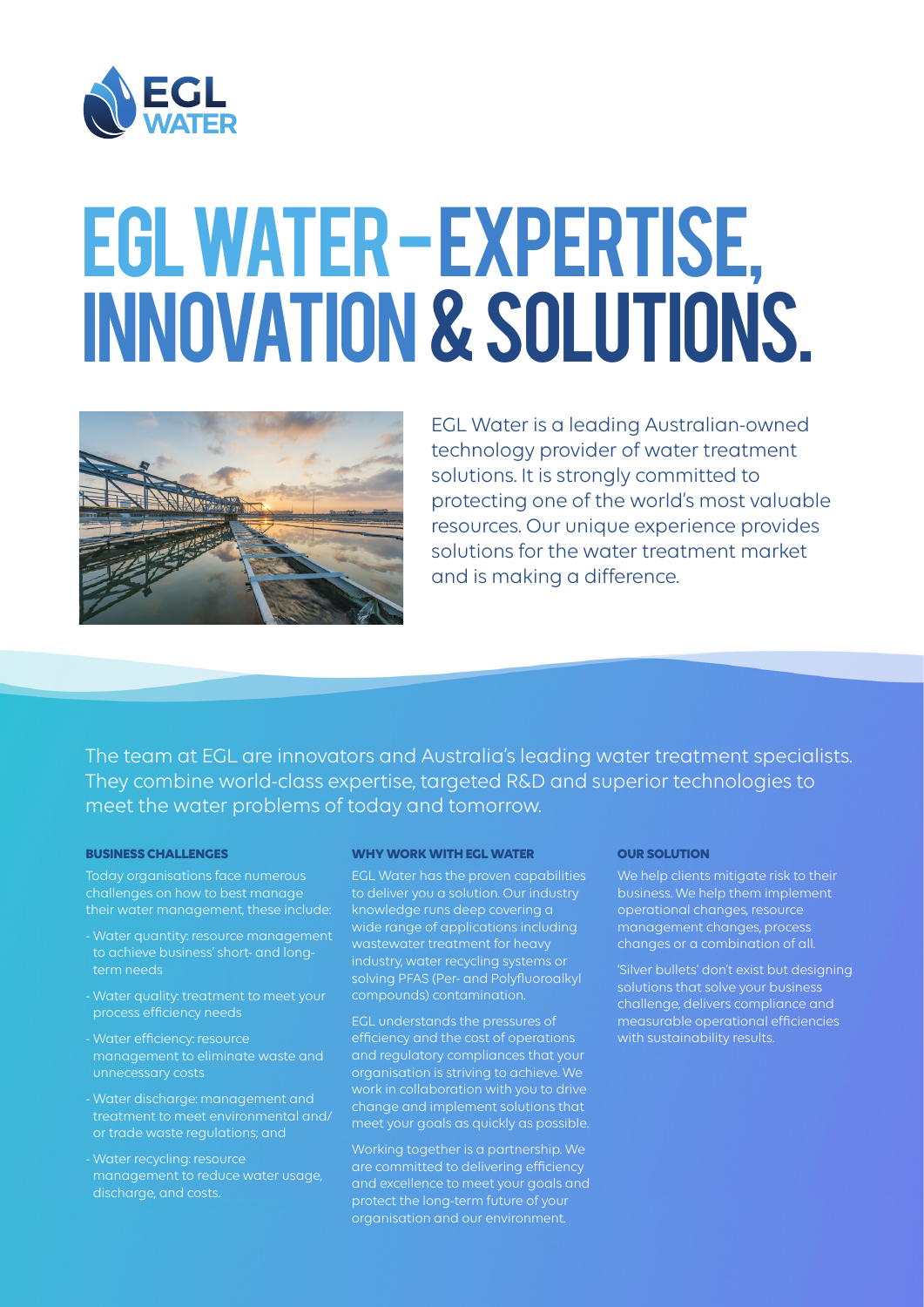EGL WATER

# EGL WATER – EXPERTISE, INNOVATION & SOLUTIONS.

EGL Water is a leading Australian-owned technology provider of water treatment solutions. It is strongly committed to protecting one of the world's most valuable resources. Our unique experience provides solutions for the water treatment market and is making a difference.

The team at EGL are innovators and Australia's leading water treatment specialists. They combine world-class expertise, targeted R&D and superior technologies to meet the water problems of today and tomorrow.

### BUSINESS CHALLENGES

Today organisations face numerous challenges on how to best manage their water management, these include:

- Water quantity: resource management to achieve business' short- and long-term needs
- Water quality: treatment to meet your process efficiency needs
- Water efficiency: resource management to eliminate waste and unnecessary costs
- Water discharge: management and treatment to meet environmental and/or trade waste regulations; and
- Water recycling: resource management to reduce water usage, discharge, and costs.

### WHY WORK WITH EGL WATER

EGL Water has the proven capabilities to deliver you a solution. Our industry knowledge runs deep covering a wide range of applications including wastewater treatment for heavy industry, water recycling systems or solving PFAS (Per- and Polyfluoroalkyl compounds) contamination.

EGL understands the pressures of efficiency and the cost of operations and regulatory compliances that your organisation is striving to achieve. We work in collaboration with you to drive change and implement solutions that meet your goals as quickly as possible.

Working together is a partnership. We are committed to delivering efficiency and excellence to meet your goals and protect the long-term future of your organisation and our environment.

### OUR SOLUTION

We help clients mitigate risk to their business. We help them implement operational changes, resource management changes, process changes or a combination of all.

'Silver bullets' don't exist but designing solutions that solve your business challenge, delivers compliance and measurable operational efficiencies with sustainability results.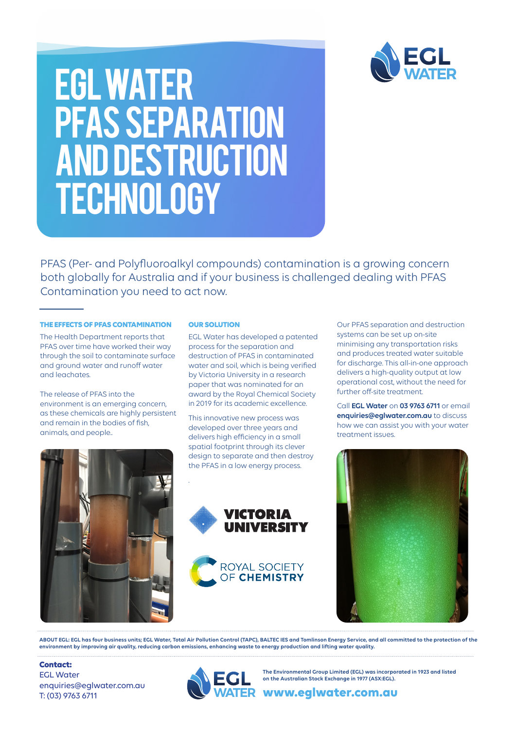# EGL WATER PFAS SEPARATION AND DESTRUCTION TECHNOLOGY

PFAS (Per- and Polyfluoroalkyl compounds) contamination is a growing concern both globally for Australia and if your business is challenged dealing with PFAS Contamination you need to act now.

### THE EFFECTS OF PFAS CONTAMINATION

The Health Department reports that PFAS over time have worked their way through the soil to contaminate surface and ground water and runoff water and leachates.

The release of PFAS into the environment is an emerging concern, as these chemicals are highly persistent and remain in the bodies of fish, animals, and people..

### OUR SOLUTION

EGL Water has developed a patented process for the separation and destruction of PFAS in contaminated water and soil, which is being verified by Victoria University in a research paper that was nominated for an award by the Royal Chemical Society in 2019 for its academic excellence.

This innovative new process was developed over three years and delivers high efficiency in a small spatial footprint through its clever design to separate and then destroy the PFAS in a low energy process.

.

Our PFAS separation and destruction systems can be set up on-site minimising any transportation risks and produces treated water suitable for discharge. This all-in-one approach delivers a high-quality output at low operational cost, without the need for further off-site treatment.

Call **EGL Water** on **03 9763 6711** or email **enquiries@eglwater.com.au** to discuss how we can assist you with your water treatment issues.

**ABOUT EGL: EGL has four business units; EGL Water, Total Air Pollution Control (TAPC), BALTEC IES and Tomlinson Energy Service, and all committed to the protection of the environment by improving air quality, reducing carbon emissions, enhancing waste to energy production and lifting water quality.**

**Contact:**
EGL Water
enquiries@eglwater.com.au
T: (03) 9763 6711

**The Environmental Group Limited (EGL) was incorporated in 1923 and listed on the Australian Stock Exchange in 1977 (ASX:EGL).**

**www.eglwater.com.au**